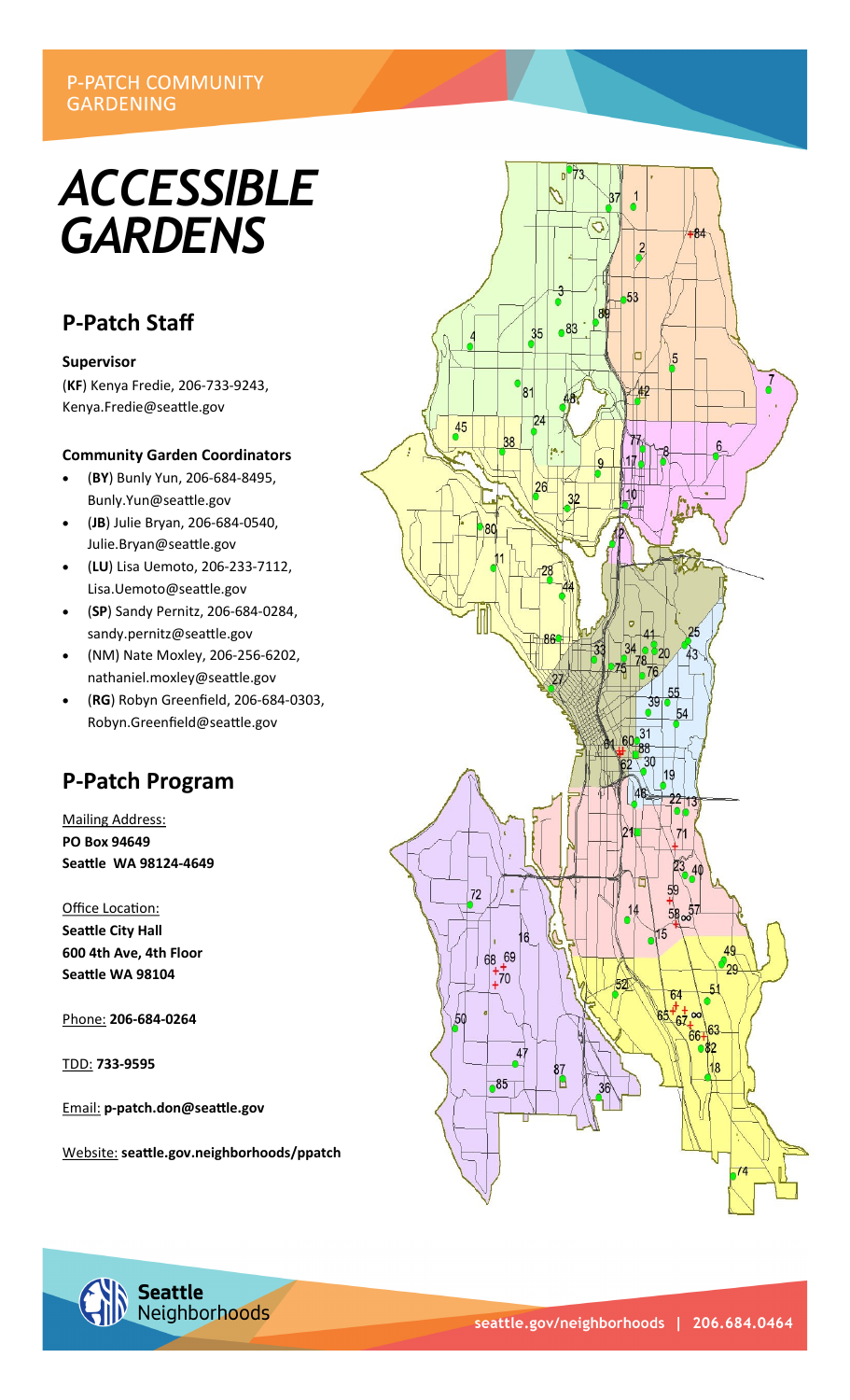P-PATCH COMMUNITY GARDENING

# ACCESSIBLE GARDENS

## P-Patch Staff

**Supervisor**

(**KF**) Kenya Fredie, 206-733-9243, Kenya.Fredie@seattle.gov

**Community Garden Coordinators**

- (**BY**) Bunly Yun, 206-684-8495, Bunly.Yun@seattle.gov
- (**JB**) Julie Bryan, 206-684-0540, Julie.Bryan@seattle.gov
- (**LU**) Lisa Uemoto, 206-233-7112, Lisa.Uemoto@seattle.gov
- (**SP**) Sandy Pernitz, 206-684-0284, sandy.pernitz@seattle.gov
- (NM) Nate Moxley, 206-256-6202, nathaniel.moxley@seattle.gov
- (**RG**) Robyn Greenfield, 206-684-0303, Robyn.Greenfield@seattle.gov

## P-Patch Program

Mailing Address:
**PO Box 94649**
**Seattle WA 98124-4649**

Office Location:
**Seattle City Hall**
**600 4th Ave, 4th Floor**
**Seattle WA 98104**

Phone: **206-684-0264**

TDD: **733-9595**

Email: **p-patch.don@seattle.gov**

Website: **seattle.gov.neighborhoods/ppatch**

Seattle Neighborhoods

seattle.gov/neighborhoods | 206.684.0464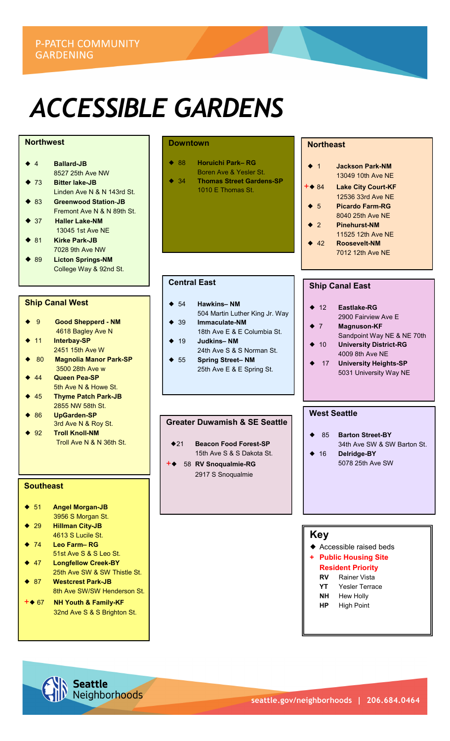P-PATCH COMMUNITY GARDENING

# ACCESSIBLE GARDENS

## Northwest

- ◆ 4 **Ballard-JB**
  8527 25th Ave NW
- ◆ 73 **Bitter lake-JB**
  Linden Ave N & N 143rd St.
- ◆ 83 **Greenwood Station-JB**
  Fremont Ave N & N 89th St.
- ◆ 37 **Haller Lake-NM**
  13045 1st Ave NE
- ◆ 81 **Kirke Park-JB**
  7028 9th Ave NW
- ◆ 89 **Licton Springs-NM**
  College Way & 92nd St.

## Ship Canal West

- ◆ 9 **Good Shepperd - NM**
  4618 Bagley Ave N
- ◆ 11 **Interbay-SP**
  2451 15th Ave W
- ◆ 80 **Magnolia Manor Park-SP**
  3500 28th Ave w
- ◆ 44 **Queen Pea-SP**
  5th Ave N & Howe St.
- ◆ 45 **Thyme Patch Park-JB**
  2855 NW 58th St.
- ◆ 86 **UpGarden-SP**
  3rd Ave N & Roy St.
- ◆ 92 **Troll Knoll-NM**
  Troll Ave N & N 36th St.

## Southeast

- ◆ 51 **Angel Morgan-JB**
  3956 S Morgan St.
- ◆ 29 **Hillman City-JB**
  4613 S Lucile St.
- ◆ 74 **Leo Farm– RG**
  51st Ave S & S Leo St.
- ◆ 47 **Longfellow Creek-BY**
  25th Ave SW & SW Thistle St.
- ◆ 87 **Westcrest Park-JB**
  8th Ave SW/SW Henderson St.
- +◆ 67 **NH Youth & Family-KF**
  32nd Ave S & S Brighton St.

## Downtown

- ◆ 88 **Horuichi Park– RG**
  Boren Ave & Yesler St.
- ◆ 34 **Thomas Street Gardens-SP**
  1010 E Thomas St.

## Central East

- ◆ 54 **Hawkins– NM**
  504 Martin Luther King Jr. Way
- ◆ 39 **Immaculate-NM**
  18th Ave E & E Columbia St.
- ◆ 19 **Judkins– NM**
  24th Ave S & S Norman St.
- ◆ 55 **Spring Street– NM**
  25th Ave E & E Spring St.

## Greater Duwamish & SE Seattle

- ◆21 **Beacon Food Forest-SP**
  15th Ave S & S Dakota St.
- +◆ 58 **RV Snoqualmie-RG**
  2917 S Snoqualmie

## Northeast

- ◆ 1 **Jackson Park-NM**
  13049 10th Ave NE
- +◆ 84 **Lake City Court-KF**
  12536 33rd Ave NE
- ◆ 5 **Picardo Farm-RG**
  8040 25th Ave NE
- ◆ 2 **Pinehurst-NM**
  11525 12th Ave NE
- ◆ 42 **Roosevelt-NM**
  7012 12th Ave NE

## Ship Canal East

- ◆ 12 **Eastlake-RG**
  2900 Fairview Ave E
- ◆ 7 **Magnuson-KF**
  Sandpoint Way NE & NE 70th
- ◆ 10 **University District-RG**
  4009 8th Ave NE
- ◆ 17 **University Heights-SP**
  5031 University Way NE

## West Seattle

- ◆ 85 **Barton Street-BY**
  34th Ave SW & SW Barton St.
- ◆ 16 **Delridge-BY**
  5078 25th Ave SW

## Key

- ◆ Accessible raised beds
- **+ Public Housing Site Resident Priority**
  - **RV** Rainer Vista
  - **YT** Yesler Terrace
  - **NH** Hew Holly
  - **HP** High Point

Seattle Neighborhoods

seattle.gov/neighborhoods | 206.684.0464